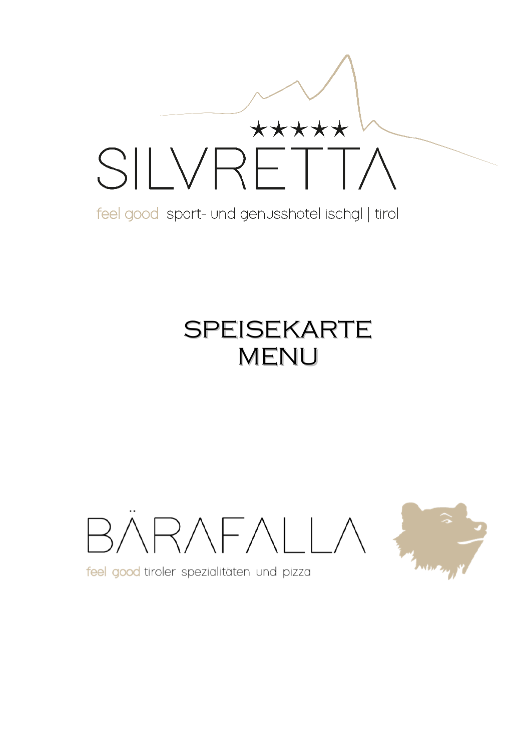★★★★★

SILVRETTA

feel good sport- und genusshotel ischgl | tirol

# SPEISEKARTE
# MENU

BÄRAFALLA

feel good tiroler spezialitaten und pizza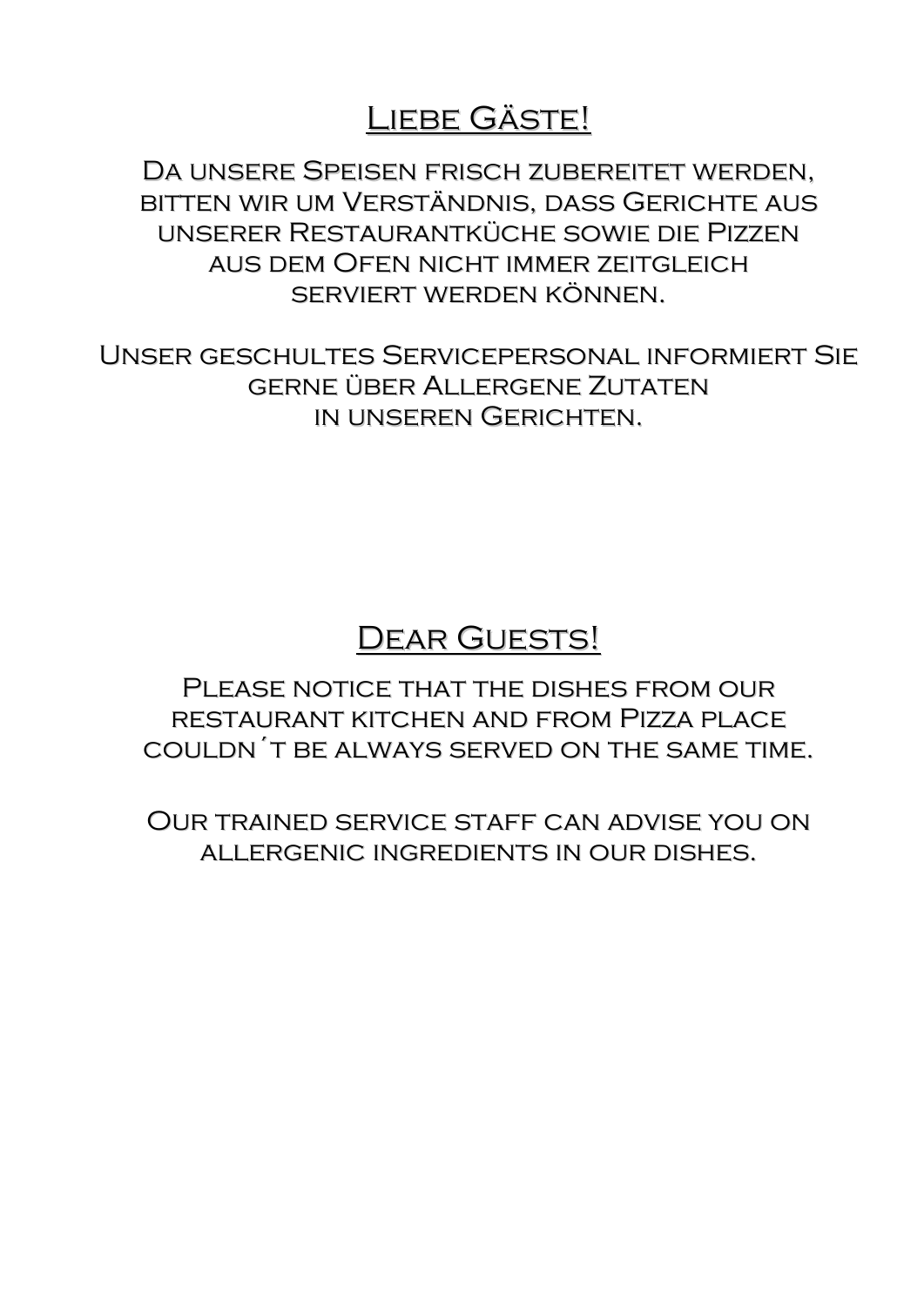# Liebe Gäste!

Da unsere Speisen frisch zubereitet werden, bitten wir um Verständnis, dass Gerichte aus unserer Restaurantküche sowie die Pizzen aus dem Ofen nicht immer zeitgleich serviert werden können.

Unser geschultes Servicepersonal informiert Sie gerne über Allergene Zutaten in unseren Gerichten.

# Dear Guests!

Please notice that the dishes from our restaurant kitchen and from Pizza place couldn´t be always served on the same time.

Our trained service staff can advise you on allergenic ingredients in our dishes.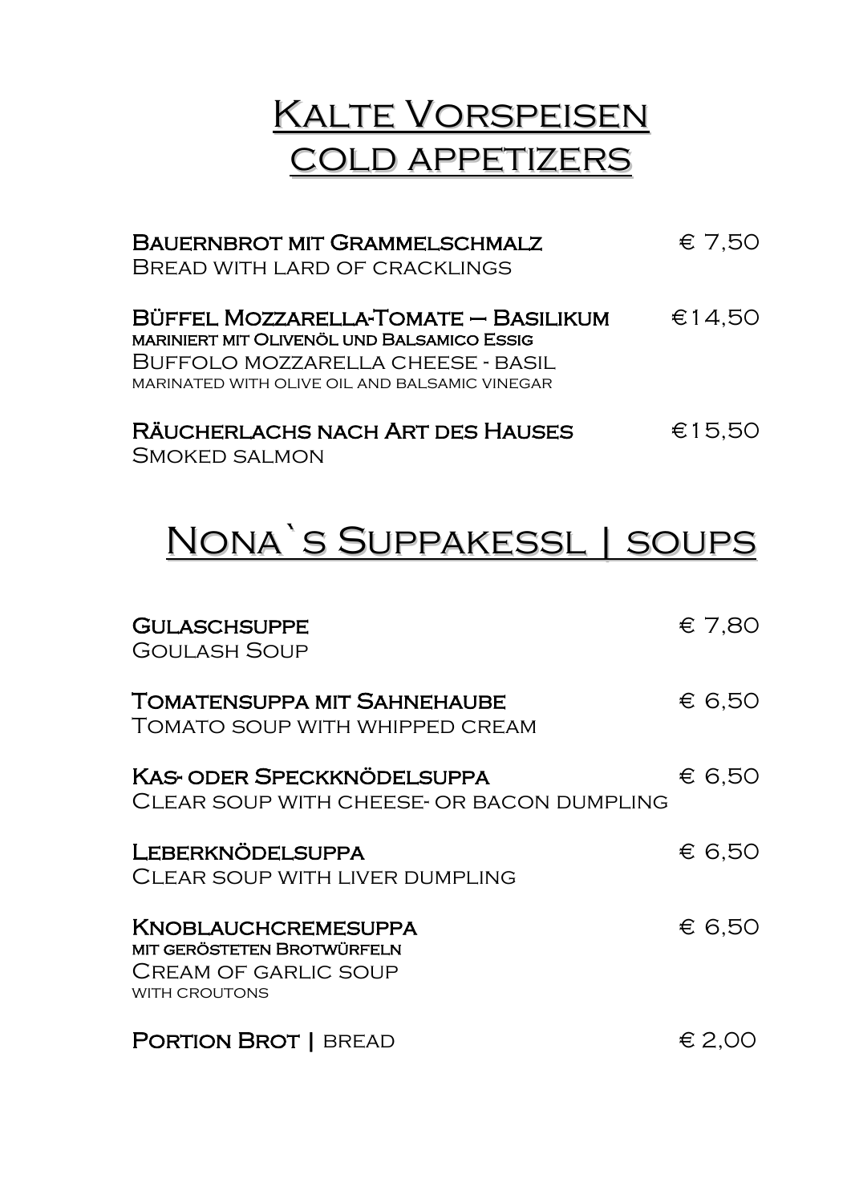# Kalte Vorspeisen
# cold appetizers

**Bauernbrot mit Grammelschmalz** € 7,50
Bread with lard of cracklings

**Büffel Mozzarella-Tomate – Basilikum** €14,50
**mariniert mit Olivenöl und Balsamico Essig**
Buffolo mozzarella cheese - basil
marinated with olive oil and balsamic vinegar

**Räucherlachs nach Art des Hauses** €15,50
Smoked salmon

# Nona`s Suppakessl | soups

**Gulaschsuppe** € 7,80
Goulash Soup

**Tomatensuppa mit Sahnehaube** € 6,50
Tomato soup with whipped cream

**Kas- oder Speckknödelsuppa** € 6,50
Clear soup with cheese- or bacon dumpling

**Leberknödelsuppa** € 6,50
Clear soup with liver dumpling

**Knoblauchcremesuppa** € 6,50
**mit gerösteten Brotwürfeln**
Cream of garlic soup
with croutons

**Portion Brot |** bread € 2,00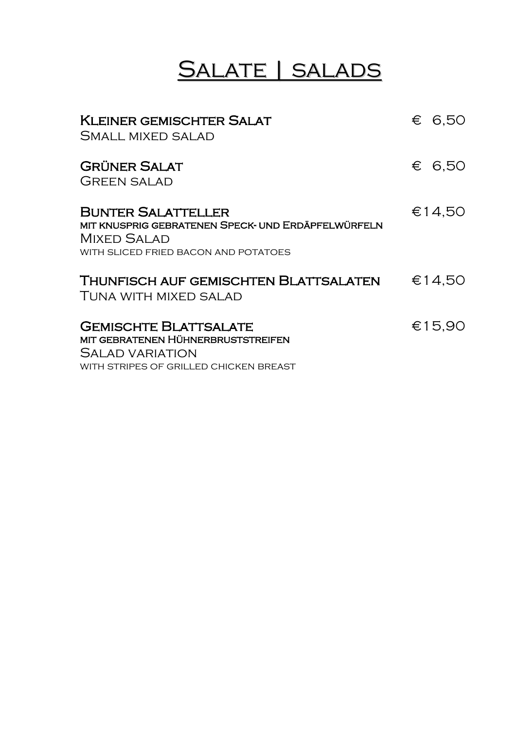# Salate | salads

**Kleiner gemischter Salat** € 6,50
Small mixed salad

**Grüner Salat** € 6,50
Green salad

**Bunter Salatteller** €14,50
mit knusprig gebratenen Speck- und Erdäpfelwürfeln
Mixed Salad
with sliced fried bacon and potatoes

**Thunfisch auf gemischten Blattsalaten** €14,50
Tuna with mixed salad

**Gemischte Blattsalate** €15,90
mit gebratenen Hühnerbruststreifen
Salad variation
with stripes of grilled chicken breast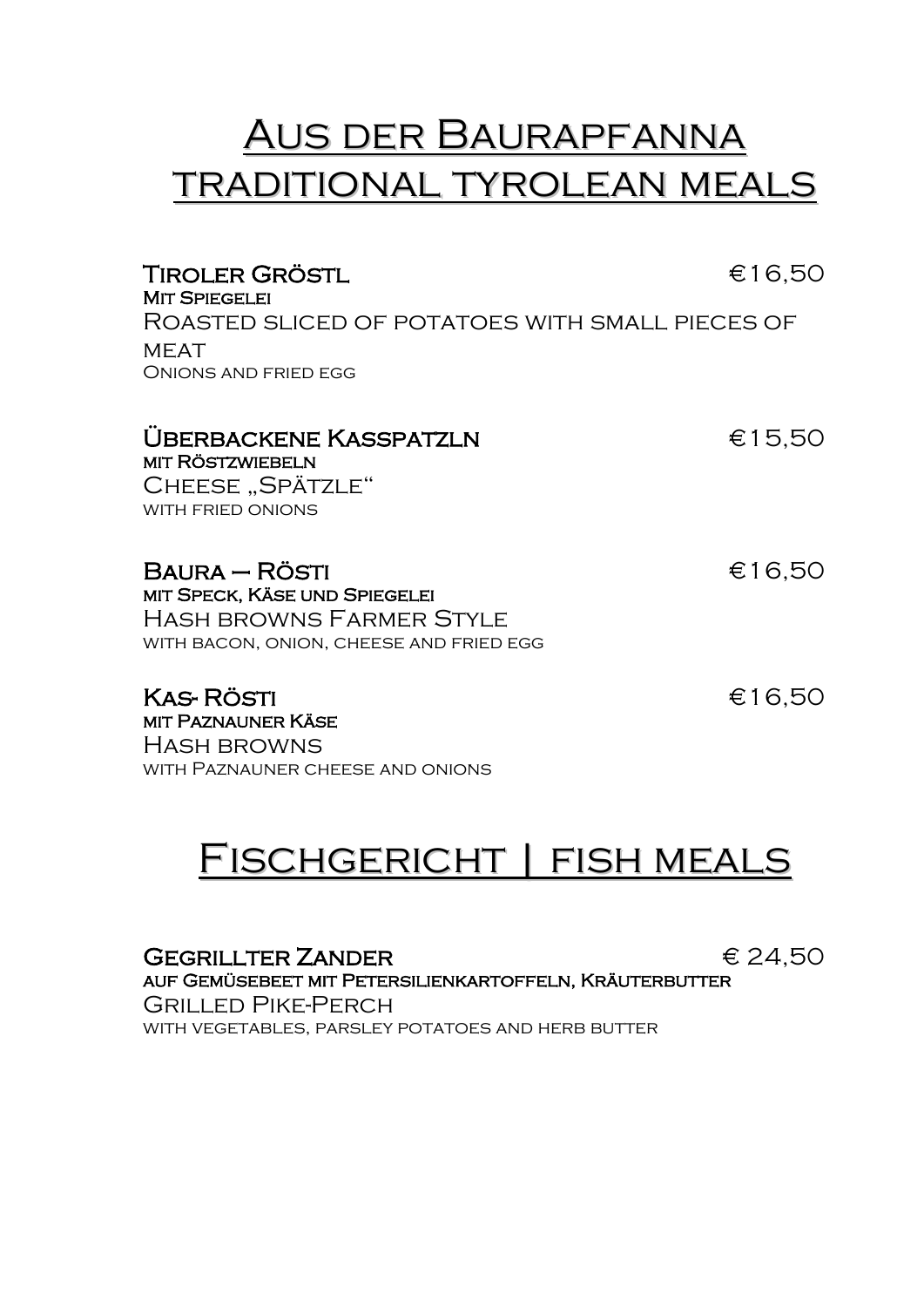# Aus der Baurapfanna traditional tyrolean meals

**Tiroler Gröstl** €16,50
Mit Spiegelei
Roasted sliced of potatoes with small pieces of meat
Onions and fried egg

**Überbackene Kasspatzln** €15,50
mit Röstzwiebeln
Cheese „Spätzle“
with fried onions

**Baura – Rösti** €16,50
mit Speck, Käse und Spiegelei
Hash browns Farmer Style
with bacon, onion, cheese and fried egg

**Kas- Rösti** €16,50
mit Paznauner Käse
Hash browns
with Paznauner cheese and onions

# Fischgericht | fish meals

**Gegrillter Zander** € 24,50
auf Gemüsebeet mit Petersilienkartoffeln, Kräuterbutter
Grilled Pike-Perch
with vegetables, parsley potatoes and herb butter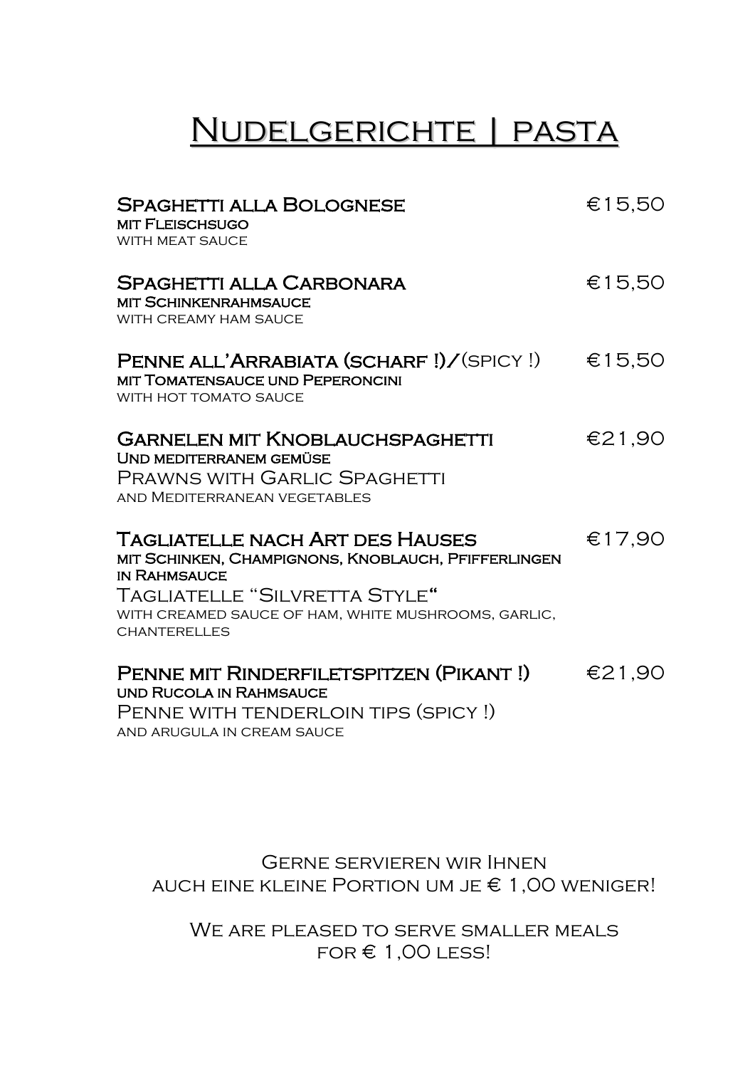# Nudelgerichte | pasta

**Spaghetti alla Bolognese** €15,50
**mit Fleischsugo**
with meat sauce

**Spaghetti alla Carbonara** €15,50
**mit Schinkenrahmsauce**
with creamy ham sauce

**Penne all'Arrabiata (scharf !)/**(spicy !) €15,50
**mit Tomatensauce und Peperoncini**
with hot tomato sauce

**Garnelen mit Knoblauchspaghetti** €21,90
**Und mediterranem gemüse**
Prawns with Garlic Spaghetti
and Mediterranean vegetables

**Tagliatelle nach Art des Hauses** €17,90
**mit Schinken, Champignons, Knoblauch, Pfifferlingen in Rahmsauce**
Tagliatelle "Silvretta Style"
with creamed sauce of ham, white mushrooms, garlic, chanterelles

**Penne mit Rinderfiletspitzen (Pikant !)** €21,90
**und Rucola in Rahmsauce**
Penne with tenderloin tips (spicy !)
and arugula in cream sauce

Gerne servieren wir Ihnen
auch eine kleine Portion um je € 1,00 weniger!

We are pleased to serve smaller meals
for € 1,00 less!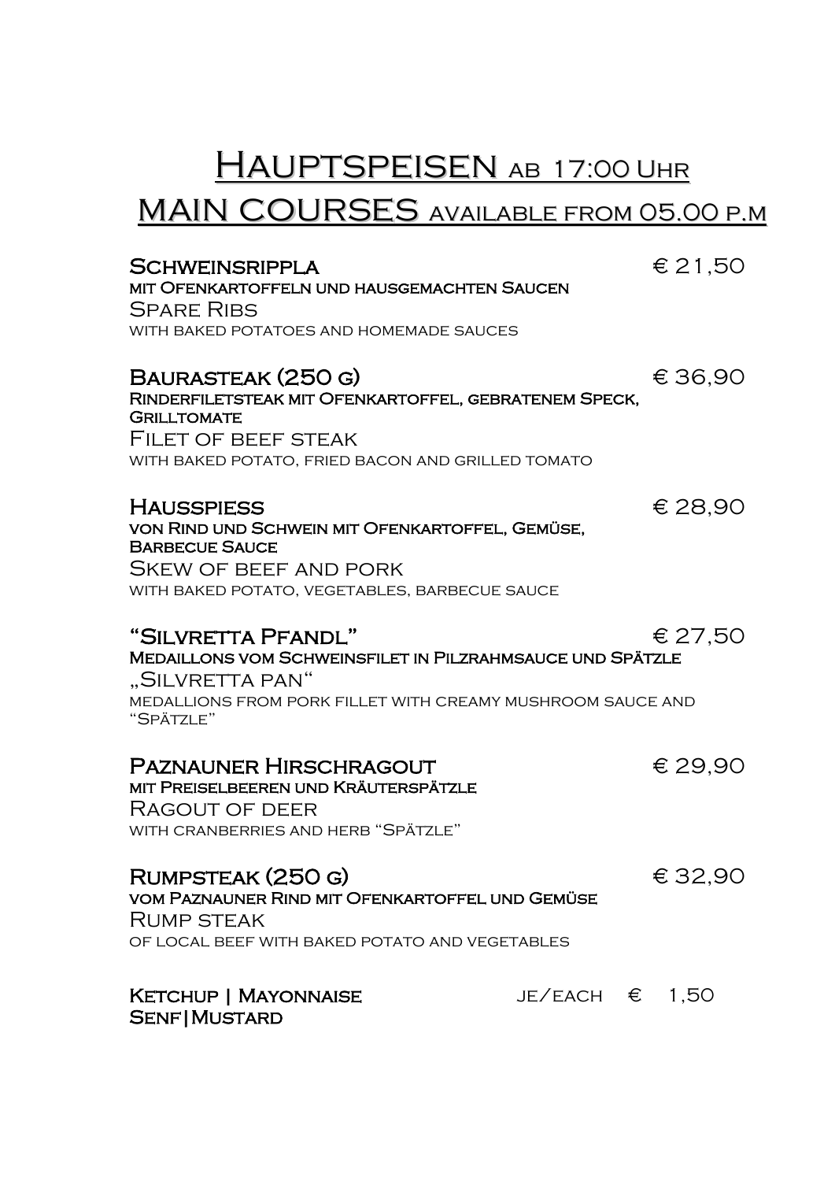# Hauptspeisen ab 17:00 Uhr
# MAIN COURSES available from 05.00 p.m

**Schweinsrippla** € 21,50
**mit Ofenkartoffeln und hausgemachten Saucen**
Spare Ribs
with baked potatoes and homemade sauces

**Baurasteak (250 g)** € 36,90
**Rinderfiletsteak mit Ofenkartoffel, gebratenem Speck, Grilltomate**
Filet of beef steak
with baked potato, fried bacon and grilled tomato

**Hausspiess** € 28,90
**von Rind und Schwein mit Ofenkartoffel, Gemüse, Barbecue Sauce**
Skew of beef and pork
with baked potato, vegetables, barbecue sauce

**"Silvretta Pfandl"** € 27,50
**Medaillons vom Schweinsfilet in Pilzrahmsauce und Spätzle**
„Silvretta pan"
medallions from pork fillet with creamy mushroom sauce and "Spätzle"

**Paznauner Hirschragout** € 29,90
**mit Preiselbeeren und Kräuterspätzle**
Ragout of deer
with cranberries and herb "Spätzle"

**Rumpsteak (250 g)** € 32,90
**vom Paznauner Rind mit Ofenkartoffel und Gemüse**
Rump steak
of local beef with baked potato and vegetables

**Ketchup | Mayonnaise** je/each € 1,50
**Senf|Mustard**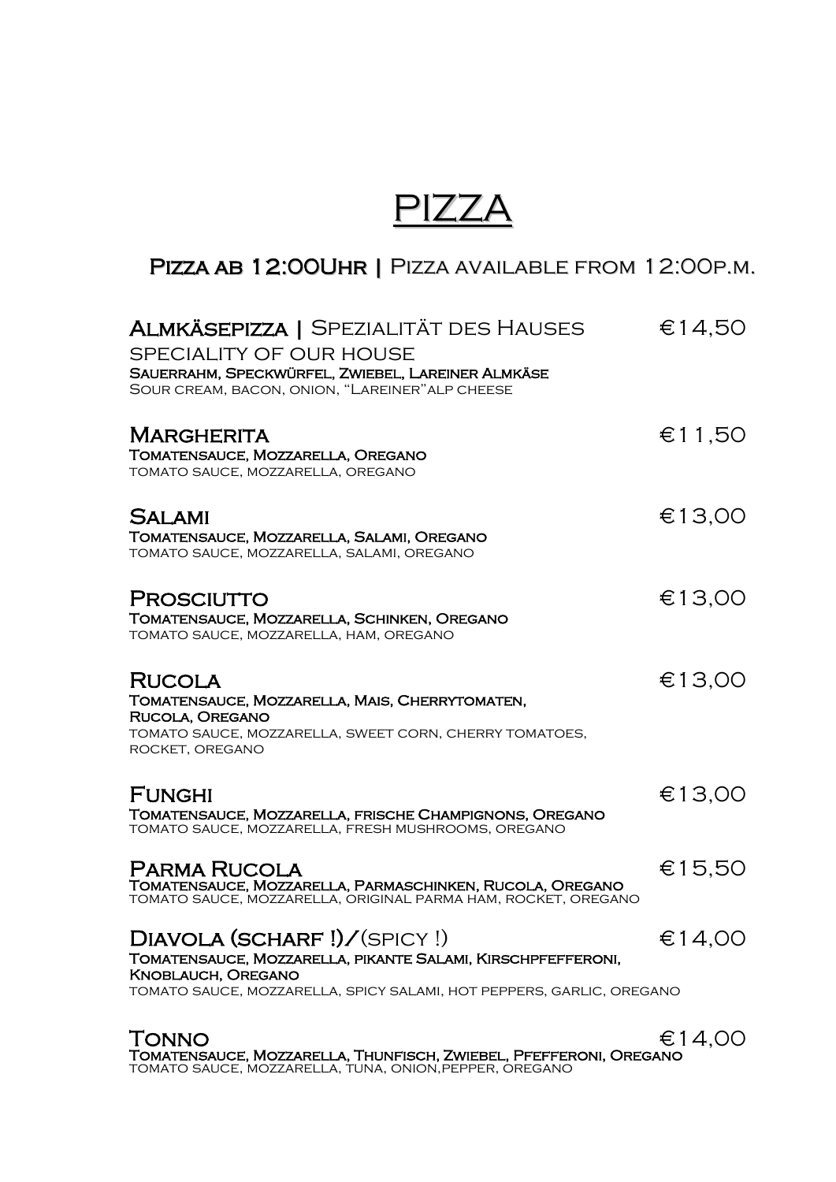# PIZZA

## Pizza ab 12:00Uhr | Pizza available from 12:00p.m.

**Almkäsepizza** | Spezialität des Hauses — €14,50
speciality of our house
**Sauerrahm, Speckwürfel, Zwiebel, Lareiner Almkäse**
Sour cream, bacon, onion, "Lareiner"alp cheese

**Margherita** — €11,50
**Tomatensauce, Mozzarella, Oregano**
tomato sauce, mozzarella, oregano

**Salami** — €13,00
**Tomatensauce, Mozzarella, Salami, Oregano**
tomato sauce, mozzarella, salami, oregano

**Prosciutto** — €13,00
**Tomatensauce, Mozzarella, Schinken, Oregano**
tomato sauce, mozzarella, ham, oregano

**Rucola** — €13,00
**Tomatensauce, Mozzarella, Mais, Cherrytomaten, Rucola, Oregano**
tomato sauce, mozzarella, sweet corn, cherry tomatoes, rocket, oregano

**Funghi** — €13,00
**Tomatensauce, Mozzarella, frische Champignons, Oregano**
tomato sauce, mozzarella, fresh mushrooms, oregano

**Parma Rucola** — €15,50
**Tomatensauce, Mozzarella, Parmaschinken, Rucola, Oregano**
tomato sauce, mozzarella, original parma ham, rocket, oregano

**Diavola (scharf !)**/(spicy !) — €14,00
**Tomatensauce, Mozzarella, pikante Salami, Kirschpfefferoni, Knoblauch, Oregano**
tomato sauce, mozzarella, spicy salami, hot peppers, garlic, oregano

**Tonno** — €14,00
**Tomatensauce, Mozzarella, Thunfisch, Zwiebel, Pfefferoni, Oregano**
tomato sauce, mozzarella, tuna, onion,pepper, oregano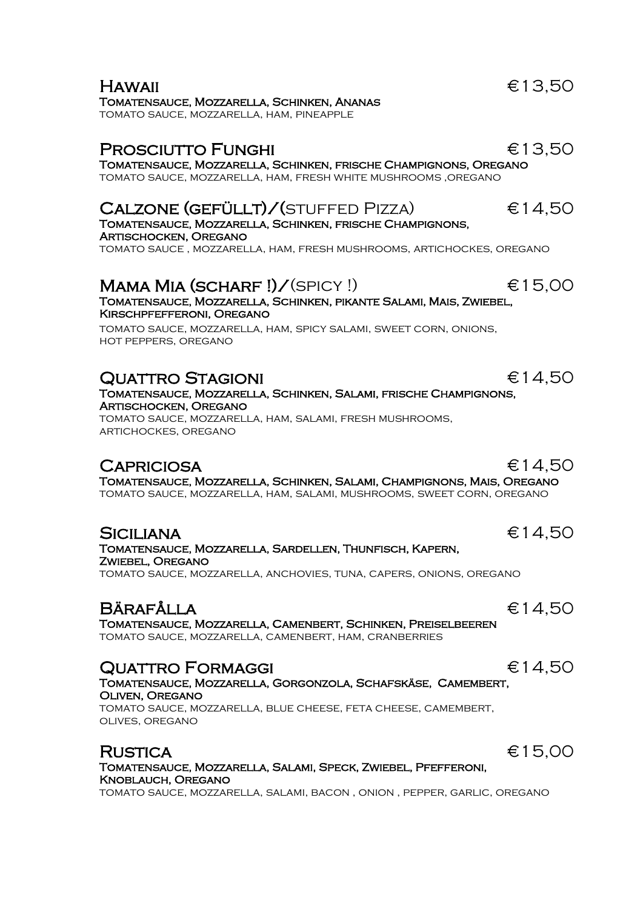## Hawaii €13,50

**Tomatensauce, Mozzarella, Schinken, Ananas**

tomato sauce, mozzarella, ham, pineapple

## Prosciutto Funghi €13,50

**Tomatensauce, Mozzarella, Schinken, frische Champignons, Oregano**

tomato sauce, mozzarella, ham, fresh white mushrooms ,oregano

## Calzone (gefüllt)/(stuffed Pizza) €14,50

**Tomatensauce, Mozzarella, Schinken, frische Champignons, Artischocken, Oregano**

tomato sauce , mozzarella, ham, fresh mushrooms, artichockes, oregano

## Mama Mia (scharf !)/(spicy !) €15,00

**Tomatensauce, Mozzarella, Schinken, pikante Salami, Mais, Zwiebel, Kirschpfefferoni, Oregano**

tomato sauce, mozzarella, ham, spicy salami, sweet corn, onions, hot peppers, oregano

## Quattro Stagioni €14,50

**Tomatensauce, Mozzarella, Schinken, Salami, frische Champignons, Artischocken, Oregano**

tomato sauce, mozzarella, ham, salami, fresh mushrooms, artichockes, oregano

## Capriciosa €14,50

**Tomatensauce, Mozzarella, Schinken, Salami, Champignons, Mais, Oregano**

tomato sauce, mozzarella, ham, salami, mushrooms, sweet corn, oregano

## Siciliana €14,50

**Tomatensauce, Mozzarella, Sardellen, Thunfisch, Kapern, Zwiebel, Oregano**

tomato sauce, mozzarella, anchovies, tuna, capers, onions, oregano

## Bärafålla €14,50

**Tomatensauce, Mozzarella, Camenbert, Schinken, Preiselbeeren**

tomato sauce, mozzarella, camenbert, ham, cranberries

## Quattro Formaggi €14,50

**Tomatensauce, Mozzarella, Gorgonzola, Schafskäse, Camembert, Oliven, Oregano**

tomato sauce, mozzarella, blue cheese, feta cheese, camembert, olives, oregano

## Rustica €15,00

**Tomatensauce, Mozzarella, Salami, Speck, Zwiebel, Pfefferoni, Knoblauch, Oregano**

tomato sauce, mozzarella, salami, bacon , onion , pepper, garlic, oregano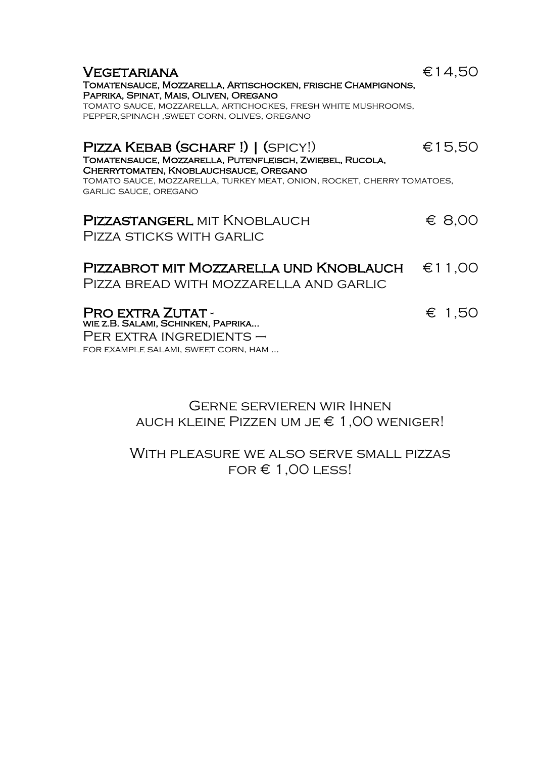## Vegetariana — €14,50

**Tomatensauce, Mozzarella, Artischocken, frische Champignons, Paprika, Spinat, Mais, Oliven, Oregano**

tomato sauce, mozzarella, artichockes, fresh white mushrooms, pepper,spinach ,sweet corn, olives, oregano

## Pizza Kebab (scharf !) | (spicy!) — €15,50

**Tomatensauce, Mozzarella, Putenfleisch, Zwiebel, Rucola, Cherrytomaten, Knoblauchsauce, Oregano**

tomato sauce, mozzarella, turkey meat, onion, rocket, cherry tomatoes, garlic sauce, oregano

## Pizzastangerl mit Knoblauch — € 8,00

Pizza sticks with garlic

## Pizzabrot mit Mozzarella und Knoblauch — €11,00

Pizza bread with mozzarella and garlic

## Pro extra Zutat - — € 1,50

**wie z.B. Salami, Schinken, Paprika...**

Per extra ingredients –

for example salami, sweet corn, ham ...

Gerne servieren wir Ihnen
auch kleine Pizzen um je € 1,00 weniger!

With pleasure we also serve small pizzas
for € 1,00 less!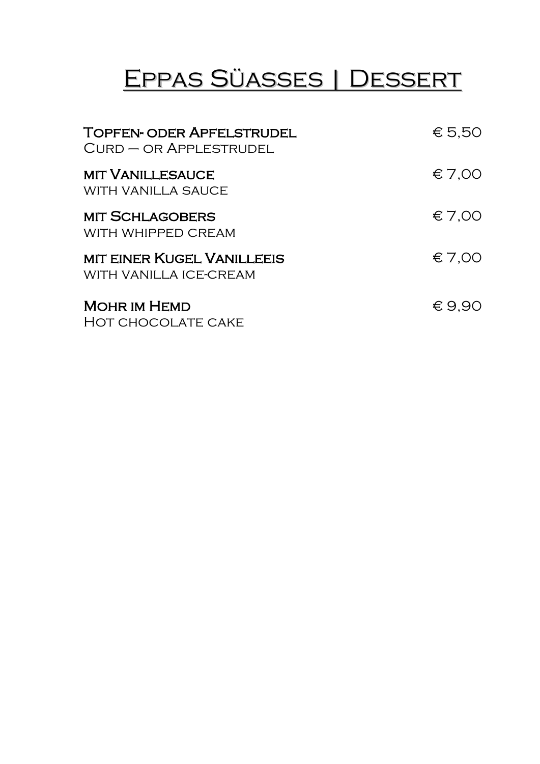# Eppas Süasses | Dessert

**Topfen- oder Apfelstrudel** € 5,50
Curd – or Applestrudel

**mit Vanillesauce** € 7,00
with vanilla sauce

**mit Schlagobers** € 7,00
with whipped cream

**mit einer Kugel Vanilleeis** € 7,00
with vanilla ice-cream

**Mohr im Hemd** € 9,90
Hot chocolate cake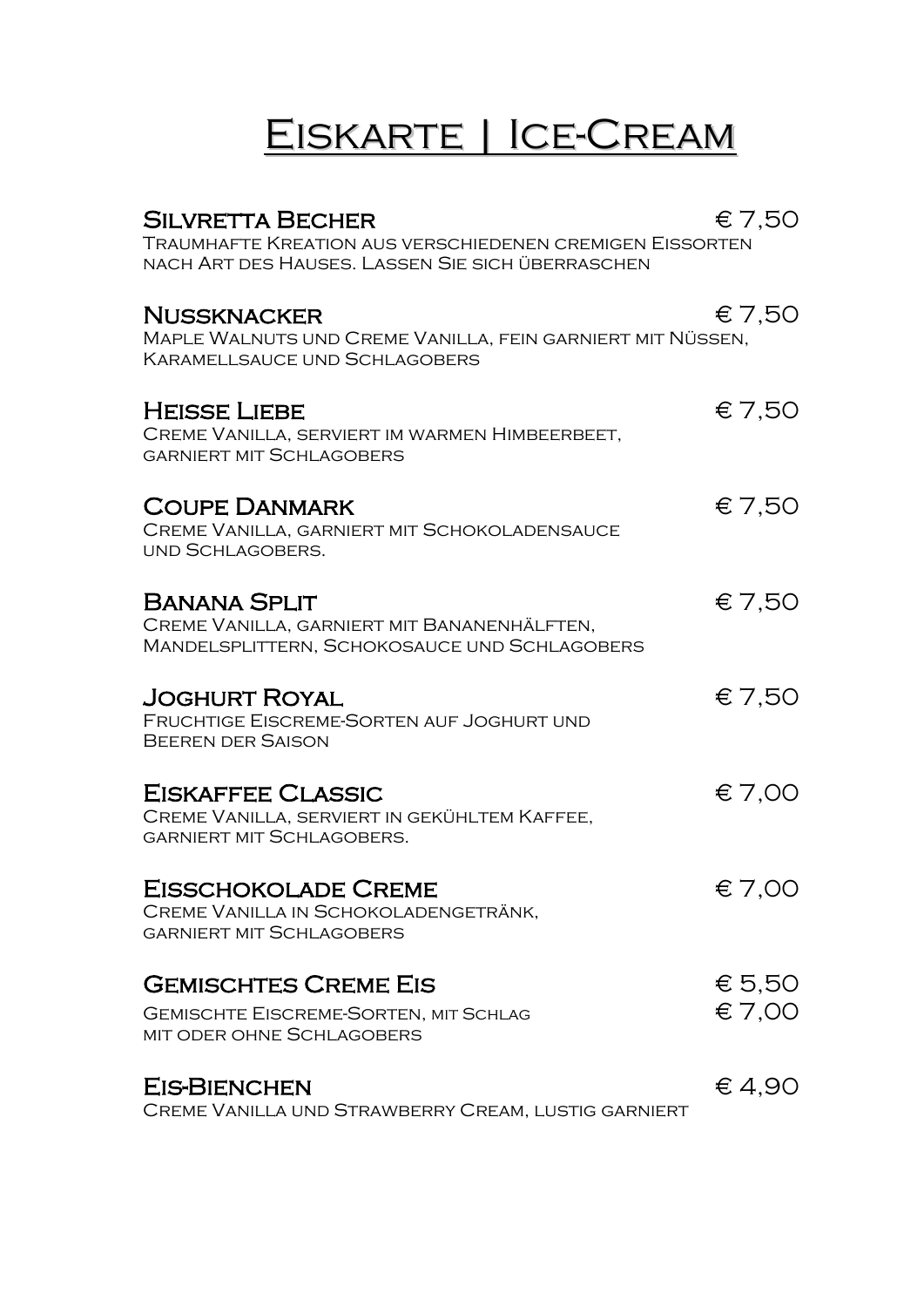# Eiskarte | Ice-Cream

**Silvretta Becher** € 7,50
Traumhafte Kreation aus verschiedenen cremigen Eissorten nach Art des Hauses. Lassen Sie sich überraschen

**Nussknacker** € 7,50
Maple Walnuts und Creme Vanilla, fein garniert mit Nüssen, Karamellsauce und Schlagobers

**Heisse Liebe** € 7,50
Creme Vanilla, serviert im warmen Himbeerbeet, garniert mit Schlagobers

**Coupe Danmark** € 7,50
Creme Vanilla, garniert mit Schokoladensauce und Schlagobers.

**Banana Split** € 7,50
Creme Vanilla, garniert mit Bananenhälften, Mandelsplittern, Schokosauce und Schlagobers

**Joghurt Royal** € 7,50
Fruchtige Eiscreme-Sorten auf Joghurt und Beeren der Saison

**Eiskaffee Classic** € 7,00
Creme Vanilla, serviert in gekühltem Kaffee, garniert mit Schlagobers.

**Eisschokolade Creme** € 7,00
Creme Vanilla in Schokoladengetränk, garniert mit Schlagobers

**Gemischtes Creme Eis** € 5,50
Gemischte Eiscreme-Sorten, mit Schlag € 7,00
mit oder ohne Schlagobers

**Eis-Bienchen** € 4,90
Creme Vanilla und Strawberry Cream, lustig garniert